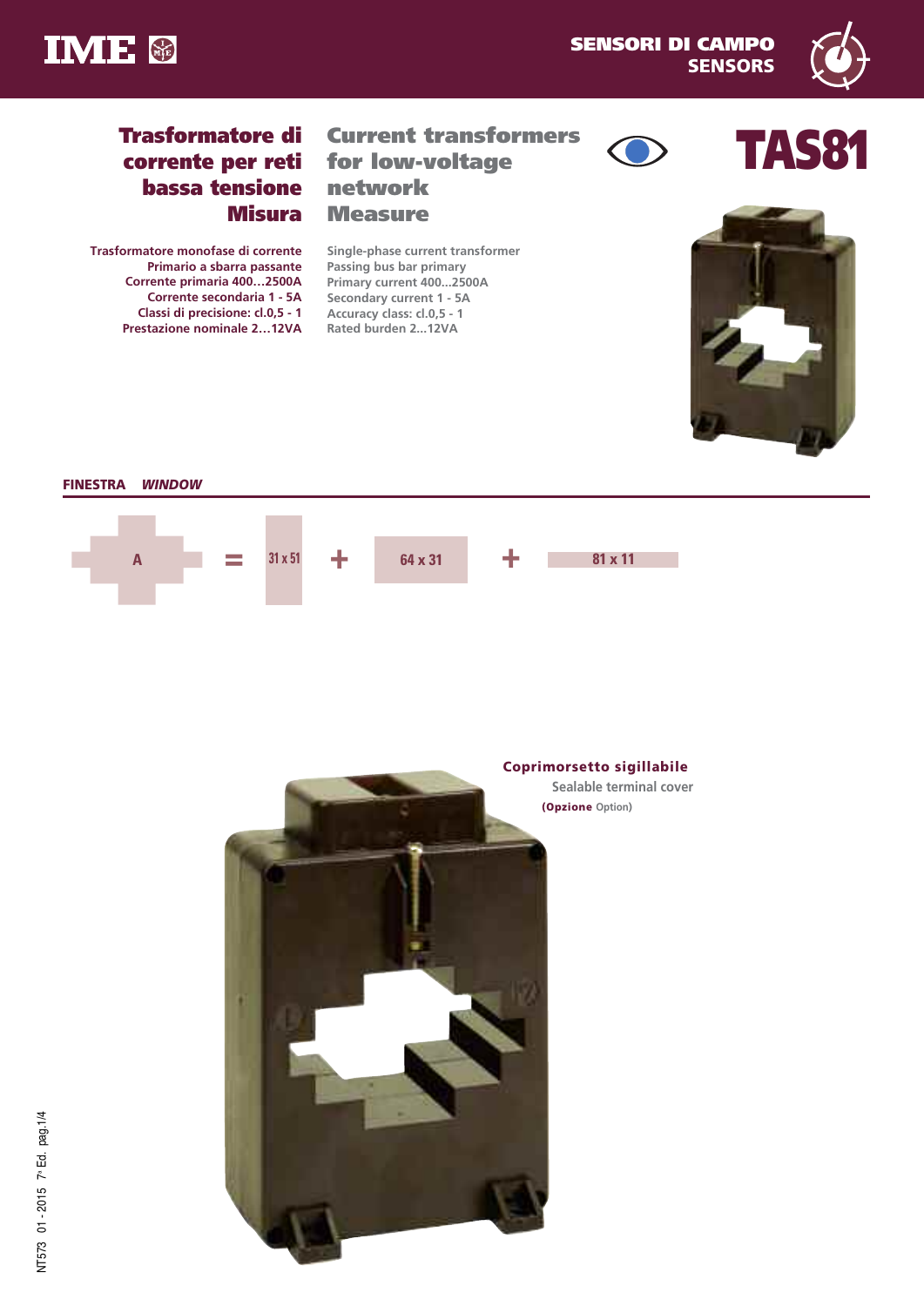# TAS81

## Trasformatore di corrente per reti bassa tensione Misura

## Current transformers for low-voltage network Measure

Trasformatore monofase di corrente
Primario a sbarra passante
Corrente primaria 400…2500A
Corrente secondaria 1 - 5A
Classi di precisione: cl.0,5 - 1
Prestazione nominale 2…12VA

Single-phase current transformer
Passing bus bar primary
Primary current 400...2500A
Secondary current 1 - 5A
Accuracy class: cl.0,5 - 1
Rated burden 2...12VA

**FINESTRA** ***WINDOW***

A = 31 x 51 + 64 x 31 + 81 x 11

**Coprimorsetto sigillabile**
Sealable terminal cover
**(Opzione** Option)

NT573 01 - 2015 7ª Ed. pag.1/4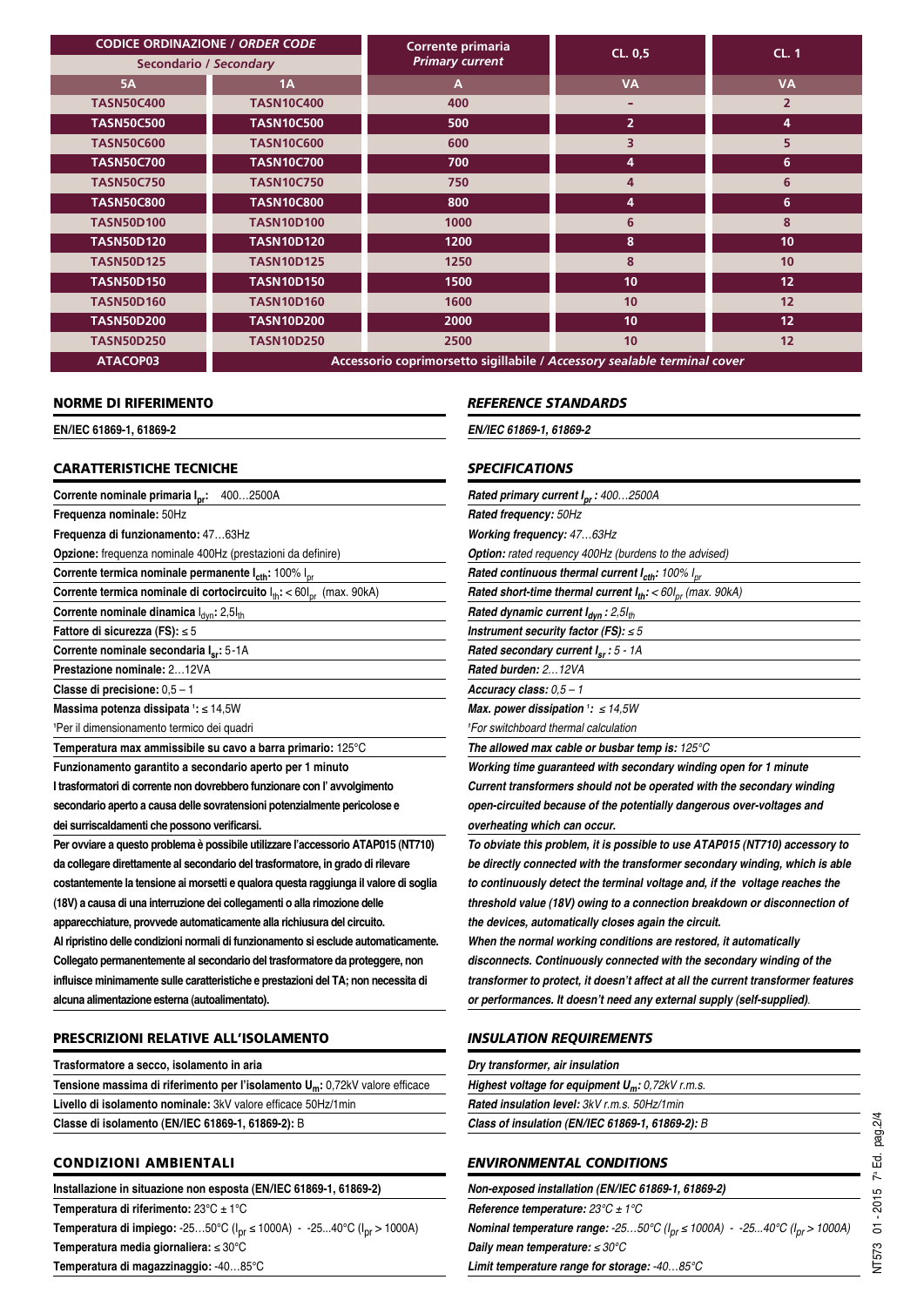| CODICE ORDINAZIONE / *ORDER CODE* | | Corrente primaria *Primary current* | CL. 0,5 | CL. 1 |
|---|---|---|---|---|
| Secondario / *Secondary* | | | | |
| 5A | 1A | A | VA | VA |
| TASN50C400 | TASN10C400 | 400 | - | 2 |
| TASN50C500 | TASN10C500 | 500 | 2 | 4 |
| TASN50C600 | TASN10C600 | 600 | 3 | 5 |
| TASN50C700 | TASN10C700 | 700 | 4 | 6 |
| TASN50C750 | TASN10C750 | 750 | 4 | 6 |
| TASN50C800 | TASN10C800 | 800 | 4 | 6 |
| TASN50D100 | TASN10D100 | 1000 | 6 | 8 |
| TASN50D120 | TASN10D120 | 1200 | 8 | 10 |
| TASN50D125 | TASN10D125 | 1250 | 8 | 10 |
| TASN50D150 | TASN10D150 | 1500 | 10 | 12 |
| TASN50D160 | TASN10D160 | 1600 | 10 | 12 |
| TASN50D200 | TASN10D200 | 2000 | 10 | 12 |
| TASN50D250 | TASN10D250 | 2500 | 10 | 12 |
| ATACOP03 | Accessorio coprimorsetto sigillabile / *Accessory sealable terminal cover* | | | |

## NORME DI RIFERIMENTO

**EN/IEC 61869-1, 61869-2**

## CARATTERISTICHE TECNICHE

**Corrente nominale primaria $I_{pr}$:** 400…2500A

**Frequenza nominale:** 50Hz

**Frequenza di funzionamento:** 47…63Hz

**Opzione:** frequenza nominale 400Hz (prestazioni da definire)

**Corrente termica nominale permanente $I_{cth}$:** 100% $I_{pr}$

**Corrente termica nominale di cortocircuito $I_{th}$:** < $60I_{pr}$ (max. 90kA)

**Corrente nominale dinamica $I_{dyn}$:** $2{,}5I_{th}$

**Fattore di sicurezza (FS):** ≤ 5

**Corrente nominale secondaria $I_{sr}$:** 5 - 1A

**Prestazione nominale:** 2…12VA

**Classe di precisione:** 0,5 – 1

**Massima potenza dissipata [1]:** ≤ 14,5W

[1]Per il dimensionamento termico dei quadri

**Temperatura max ammissibile su cavo a barra primario:** 125°C

**Funzionamento garantito a secondario aperto per 1 minuto**

**I trasformatori di corrente non dovrebbero funzionare con l' avvolgimento secondario aperto a causa delle sovratensioni potenzialmente pericolose e dei surriscaldamenti che possono verificarsi.**

**Per ovviare a questo problema è possibile utilizzare l'accessorio ATAP015 (NT710) da collegare direttamente al secondario del trasformatore, in grado di rilevare costantemente la tensione ai morsetti e qualora questa raggiunga il valore di soglia (18V) a causa di una interruzione dei collegamenti o alla rimozione delle apparecchiature, provvede automaticamente alla richiusura del circuito.**

**Al ripristino delle condizioni normali di funzionamento si esclude automaticamente. Collegato permanentemente al secondario del trasformatore da proteggere, non influisce minimamente sulle caratteristiche e prestazioni del TA; non necessita di alcuna alimentazione esterna (autoalimentato).**

## PRESCRIZIONI RELATIVE ALL'ISOLAMENTO

**Trasformatore a secco, isolamento in aria**

**Tensione massima di riferimento per l'isolamento $U_m$:** 0,72kV valore efficace

**Livello di isolamento nominale:** 3kV valore efficace 50Hz/1min

**Classe di isolamento (EN/IEC 61869-1, 61869-2):** B

## CONDIZIONI AMBIENTALI

**Installazione in situazione non esposta (EN/IEC 61869-1, 61869-2)**

**Temperatura di riferimento:** 23°C ± 1°C

**Temperatura di impiego:** -25…50°C ($I_{pr}$ ≤ 1000A) - -25...40°C ($I_{pr}$ > 1000A)

**Temperatura media giornaliera:** ≤ 30°C

**Temperatura di magazzinaggio:** -40…85°C

## *REFERENCE STANDARDS*

***EN/IEC 61869-1, 61869-2***

## *SPECIFICATIONS*

***Rated primary current $I_{pr}$:*** *400…2500A*

***Rated frequency:*** *50Hz*

***Working frequency:*** *47…63Hz*

***Option:*** *rated requency 400Hz (burdens to the advised)*

***Rated continuous thermal current $I_{cth}$:*** *100% $I_{pr}$*

***Rated short-time thermal current $I_{th}$:*** *< $60I_{pr}$ (max. 90kA)*

***Rated dynamic current $I_{dyn}$:*** *$2{,}5I_{th}$*

***Instrument security factor (FS):*** *≤ 5*

***Rated secondary current $I_{sr}$:*** *5 - 1A*

***Rated burden:*** *2…12VA*

***Accuracy class:*** *0,5 – 1*

***Max. power dissipation [1]:*** *≤ 14,5W*

*[1]For switchboard thermal calculation*

***The allowed max cable or busbar temp is:*** *125°C*

***Working time guaranteed with secondary winding open for 1 minute***

***Current transformers should not be operated with the secondary winding open-circuited because of the potentially dangerous over-voltages and overheating which can occur.***

***To obviate this problem, it is possible to use ATAP015 (NT710) accessory to be directly connected with the transformer secondary winding, which is able to continuously detect the terminal voltage and, if the voltage reaches the threshold value (18V) owing to a connection breakdown or disconnection of the devices, automatically closes again the circuit.***

***When the normal working conditions are restored, it automatically disconnects. Continuously connected with the secondary winding of the transformer to protect, it doesn't affect at all the current transformer features or performances. It doesn't need any external supply (self-supplied).***

## *INSULATION REQUIREMENTS*

***Dry transformer, air insulation***

***Highest voltage for equipment $U_m$:*** *0,72kV r.m.s.*

***Rated insulation level:*** *3kV r.m.s. 50Hz/1min*

***Class of insulation (EN/IEC 61869-1, 61869-2):*** *B*

## *ENVIRONMENTAL CONDITIONS*

***Non-exposed installation (EN/IEC 61869-1, 61869-2)***

***Reference temperature:*** *23°C ± 1°C*

***Nominal temperature range:*** *-25…50°C ($I_{pr}$ ≤ 1000A) - -25...40°C ($I_{pr}$ > 1000A)*

***Daily mean temperature:*** *≤ 30°C*

***Limit temperature range for storage:*** *-40…85°C*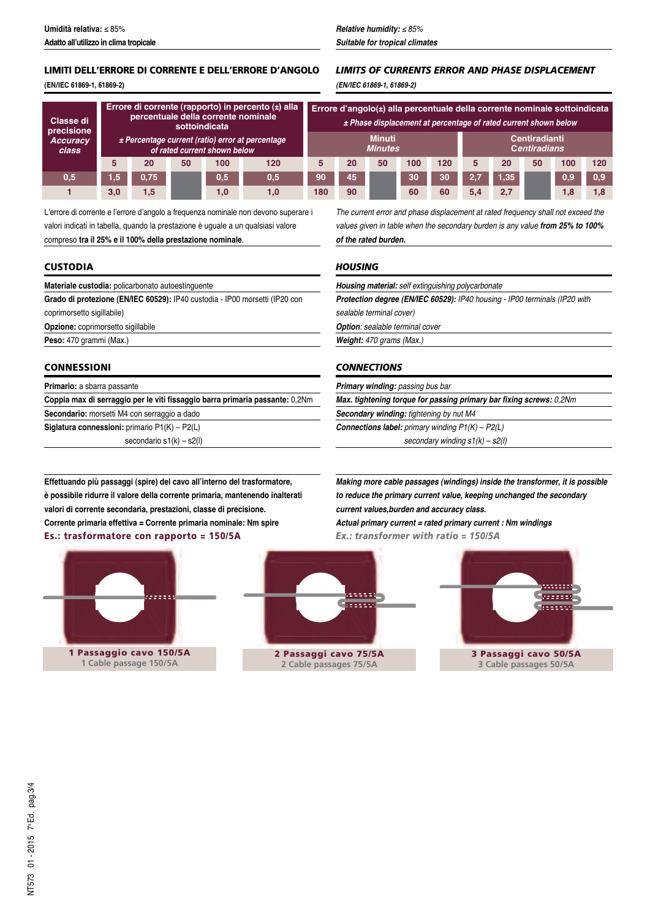**Umidità relativa:** ≤ 85%
**Adatto all'utilizzo in clima tropicale**

***Relative humidity:*** *≤ 85%*
***Suitable for tropical climates***

## LIMITI DELL'ERRORE DI CORRENTE E DELL'ERRORE D'ANGOLO

**(EN/IEC 61869-1, 61869-2)**

## *LIMITS OF CURRENTS ERROR AND PHASE DISPLACEMENT*

***(EN/IEC 61869-1, 61869-2)***

| Classe di precisione *Accuracy class* | Errore di corrente (rapporto) in percento (±) alla percentuale della corrente nominale sottoindicata *± Percentage current (ratio) error at percentage of rated current shown below* | | | | | Errore d'angolo(±) alla percentuale della corrente nominale sottoindicata *± Phase displacement at percentage of rated current shown below* | | | | | | | | | |
|---|---|---|---|---|---|---|---|---|---|---|---|---|---|---|---|
| | | | | | | Minuti *Minutes* | | | | | Centiradianti *Centiradians* | | | | |
| | 5 | 20 | 50 | 100 | 120 | 5 | 20 | 50 | 100 | 120 | 5 | 20 | 50 | 100 | 120 |
| 0,5 | 1,5 | 0,75 | | 0,5 | 0,5 | 90 | 45 | | 30 | 30 | 2,7 | 1,35 | | 0,9 | 0,9 |
| 1 | 3,0 | 1,5 | | 1,0 | 1,0 | 180 | 90 | | 60 | 60 | 5,4 | 2,7 | | 1,8 | 1,8 |

L'errore di corrente e l'errore d'angolo a frequenza nominale non devono superare i valori indicati in tabella, quando la prestazione è uguale a un qualsiasi valore compreso **tra il 25% e il 100% della prestazione nominale**.

*The current error and phase displacement at rated frequency shall not exceed the values given in table when the secondary burden is any value* ***from 25% to 100% of the rated burden.***

## CUSTODIA

**Materiale custodia:** policarbonato autoestinguente
**Grado di protezione (EN/IEC 60529):** IP40 custodia - IP00 morsetti (IP20 con coprimorsetto sigillabile)
**Opzione:** coprimorsetto sigillabile
**Peso:** 470 grammi (Max.)

## *HOUSING*

***Housing material:*** *self extinguishing polycarbonate*
***Protection degree (EN/IEC 60529):*** *IP40 housing - IP00 terminals (IP20 with sealable terminal cover)*
***Option****: sealable terminal cover*
***Weight:*** *470 grams (Max.)*

## CONNESSIONI

**Primario:** a sbarra passante
**Coppia max di serraggio per le viti fissaggio barra primaria passante:** 0,2Nm
**Secondario:** morsetti M4 con serraggio a dado
**Siglatura connessioni:** primario P1(K) – P2(L)
secondario s1(k) – s2(l)

## *CONNECTIONS*

***Primary winding:*** *passing bus bar*
***Max. tightening torque for passing primary bar fixing screws:*** *0,2Nm*
***Secondary winding:*** *tightening by nut M4*
***Connections label:*** *primary winding P1(K) – P2(L)*
*secondary winding s1(k) – s2(l)*

**Effettuando più passaggi (spire) del cavo all'interno del trasformatore, è possibile ridurre il valore della corrente primaria, mantenendo inalterati valori di corrente secondaria, prestazioni, classe di precisione.**
**Corrente primaria effettiva = Corrente primaria nominale: Nm spire**
**Es.: trasformatore con rapporto = 150/5A**

***Making more cable passages (windings) inside the transformer, it is possible to reduce the primary current value, keeping unchanged the secondary current values,burden and accuracy class.***
***Actual primary current = rated primary current : Nm windings***
***Ex.: transformer with ratio = 150/5A***

**1 Passaggio cavo 150/5A**
1 Cable passage 150/5A

**2 Passaggi cavo 75/5A**
2 Cable passages 75/5A

**3 Passaggi cavo 50/5A**
3 Cable passages 50/5A

NT573 01 - 2015 7ªEd. pag.3/4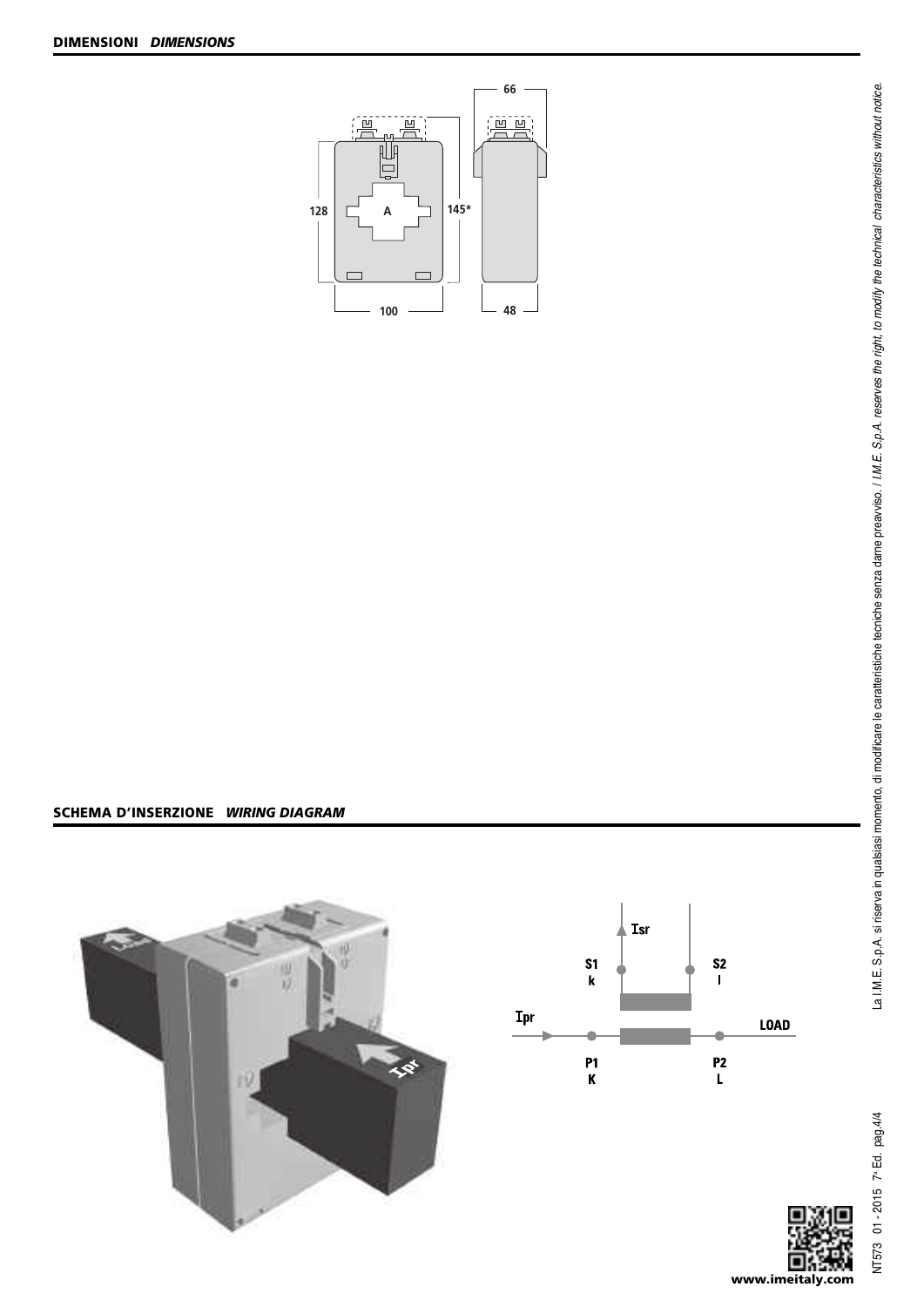## DIMENSIONI *DIMENSIONS*

66

128

A

145*

100

48

## SCHEMA D'INSERZIONE *WIRING DIAGRAM*

Ipr

LOAD

Isr

S1
k

S2
l

P1
K

P2
L

La I.M.E. S.p.A. si riserva in qualsiasi momento, di modificare le caratteristiche tecniche senza darne preavviso. / *I.M.E. S.p.A. reserves the right, to modify the technical characteristics without notice.*

NT573 01 - 2015 7ª Ed.

www.imeitaly.com